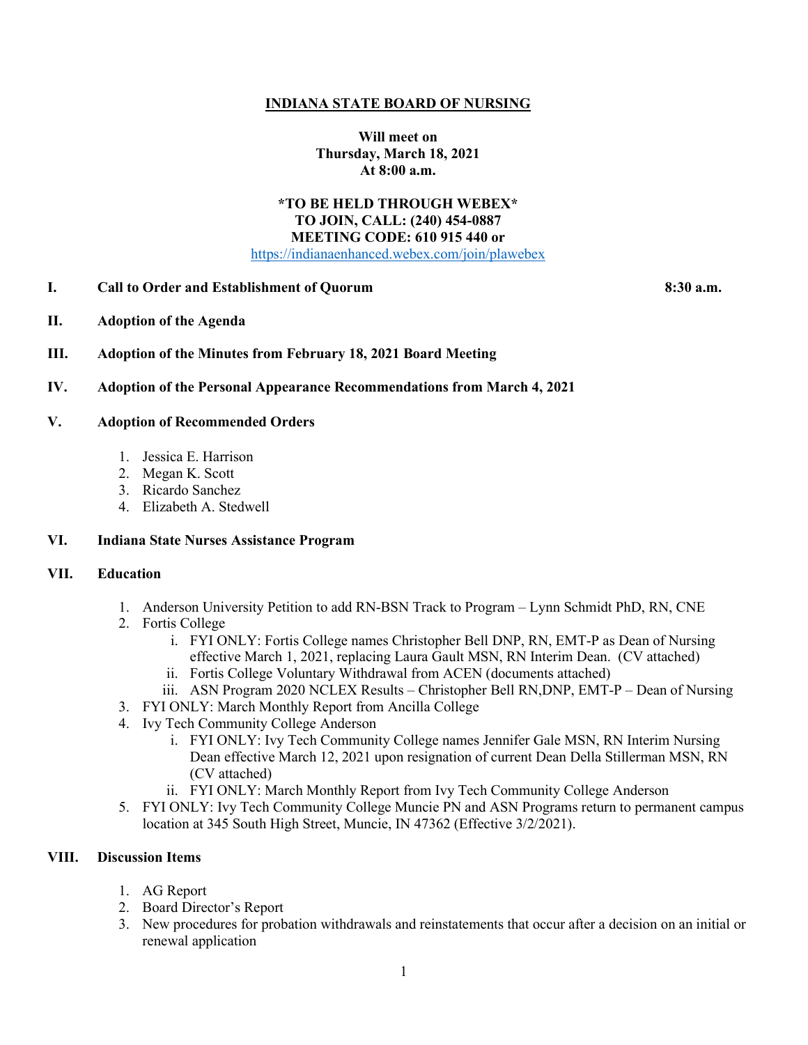# INDIANA STATE BOARD OF NURSING

**Will meet on**
**Thursday, March 18, 2021**
**At 8:00 a.m.**

**\*TO BE HELD THROUGH WEBEX\***
**TO JOIN, CALL: (240) 454-0887**
**MEETING CODE: 610 915 440 or**
https://indianaenhanced.webex.com/join/plawebex

**I. Call to Order and Establishment of Quorum** **8:30 a.m.**

**II. Adoption of the Agenda**

**III. Adoption of the Minutes from February 18, 2021 Board Meeting**

**IV. Adoption of the Personal Appearance Recommendations from March 4, 2021**

**V. Adoption of Recommended Orders**

1. Jessica E. Harrison
2. Megan K. Scott
3. Ricardo Sanchez
4. Elizabeth A. Stedwell

**VI. Indiana State Nurses Assistance Program**

**VII. Education**

1. Anderson University Petition to add RN-BSN Track to Program – Lynn Schmidt PhD, RN, CNE
2. Fortis College
   - i. FYI ONLY: Fortis College names Christopher Bell DNP, RN, EMT-P as Dean of Nursing effective March 1, 2021, replacing Laura Gault MSN, RN Interim Dean. (CV attached)
   - ii. Fortis College Voluntary Withdrawal from ACEN (documents attached)
   - iii. ASN Program 2020 NCLEX Results – Christopher Bell RN,DNP, EMT-P – Dean of Nursing
3. FYI ONLY: March Monthly Report from Ancilla College
4. Ivy Tech Community College Anderson
   - i. FYI ONLY: Ivy Tech Community College names Jennifer Gale MSN, RN Interim Nursing Dean effective March 12, 2021 upon resignation of current Dean Della Stillerman MSN, RN (CV attached)
   - ii. FYI ONLY: March Monthly Report from Ivy Tech Community College Anderson
5. FYI ONLY: Ivy Tech Community College Muncie PN and ASN Programs return to permanent campus location at 345 South High Street, Muncie, IN 47362 (Effective 3/2/2021).

**VIII. Discussion Items**

1. AG Report
2. Board Director's Report
3. New procedures for probation withdrawals and reinstatements that occur after a decision on an initial or renewal application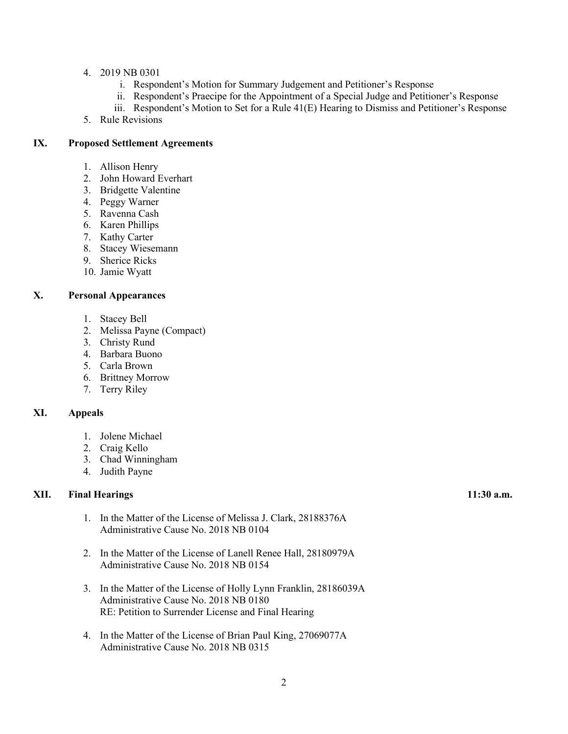4. 2019 NB 0301
    i. Respondent's Motion for Summary Judgement and Petitioner's Response
    ii. Respondent's Praecipe for the Appointment of a Special Judge and Petitioner's Response
    iii. Respondent's Motion to Set for a Rule 41(E) Hearing to Dismiss and Petitioner's Response
5. Rule Revisions

## IX. Proposed Settlement Agreements

1. Allison Henry
2. John Howard Everhart
3. Bridgette Valentine
4. Peggy Warner
5. Ravenna Cash
6. Karen Phillips
7. Kathy Carter
8. Stacey Wiesemann
9. Sherice Ricks
10. Jamie Wyatt

## X. Personal Appearances

1. Stacey Bell
2. Melissa Payne (Compact)
3. Christy Rund
4. Barbara Buono
5. Carla Brown
6. Brittney Morrow
7. Terry Riley

## XI. Appeals

1. Jolene Michael
2. Craig Kello
3. Chad Winningham
4. Judith Payne

## XII. Final Hearings **11:30 a.m.**

1. In the Matter of the License of Melissa J. Clark, 28188376A
   Administrative Cause No. 2018 NB 0104

2. In the Matter of the License of Lanell Renee Hall, 28180979A
   Administrative Cause No. 2018 NB 0154

3. In the Matter of the License of Holly Lynn Franklin, 28186039A
   Administrative Cause No. 2018 NB 0180
   RE: Petition to Surrender License and Final Hearing

4. In the Matter of the License of Brian Paul King, 27069077A
   Administrative Cause No. 2018 NB 0315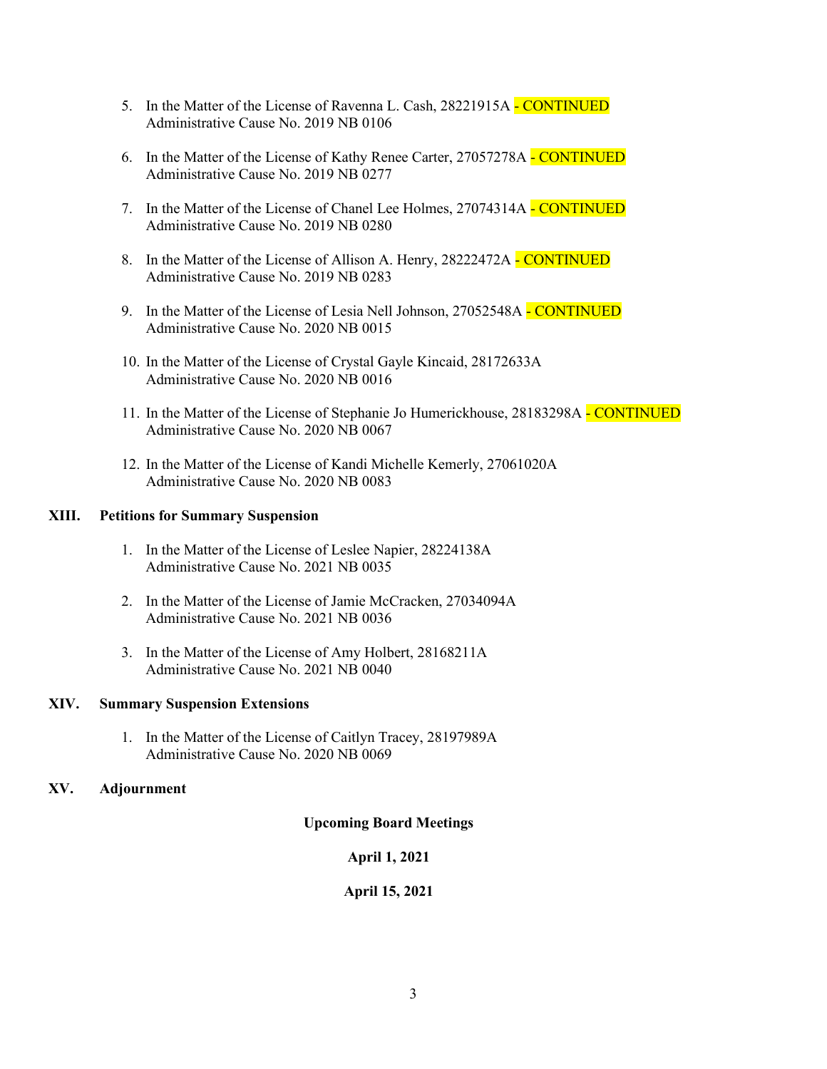5. In the Matter of the License of Ravenna L. Cash, 28221915A - CONTINUED
   Administrative Cause No. 2019 NB 0106

6. In the Matter of the License of Kathy Renee Carter, 27057278A - CONTINUED
   Administrative Cause No. 2019 NB 0277

7. In the Matter of the License of Chanel Lee Holmes, 27074314A - CONTINUED
   Administrative Cause No. 2019 NB 0280

8. In the Matter of the License of Allison A. Henry, 28222472A - CONTINUED
   Administrative Cause No. 2019 NB 0283

9. In the Matter of the License of Lesia Nell Johnson, 27052548A - CONTINUED
   Administrative Cause No. 2020 NB 0015

10. In the Matter of the License of Crystal Gayle Kincaid, 28172633A
    Administrative Cause No. 2020 NB 0016

11. In the Matter of the License of Stephanie Jo Humerickhouse, 28183298A - CONTINUED
    Administrative Cause No. 2020 NB 0067

12. In the Matter of the License of Kandi Michelle Kemerly, 27061020A
    Administrative Cause No. 2020 NB 0083

## XIII. Petitions for Summary Suspension

1. In the Matter of the License of Leslee Napier, 28224138A
   Administrative Cause No. 2021 NB 0035

2. In the Matter of the License of Jamie McCracken, 27034094A
   Administrative Cause No. 2021 NB 0036

3. In the Matter of the License of Amy Holbert, 28168211A
   Administrative Cause No. 2021 NB 0040

## XIV. Summary Suspension Extensions

1. In the Matter of the License of Caitlyn Tracey, 28197989A
   Administrative Cause No. 2020 NB 0069

## XV. Adjournment

**Upcoming Board Meetings**

**April 1, 2021**

**April 15, 2021**